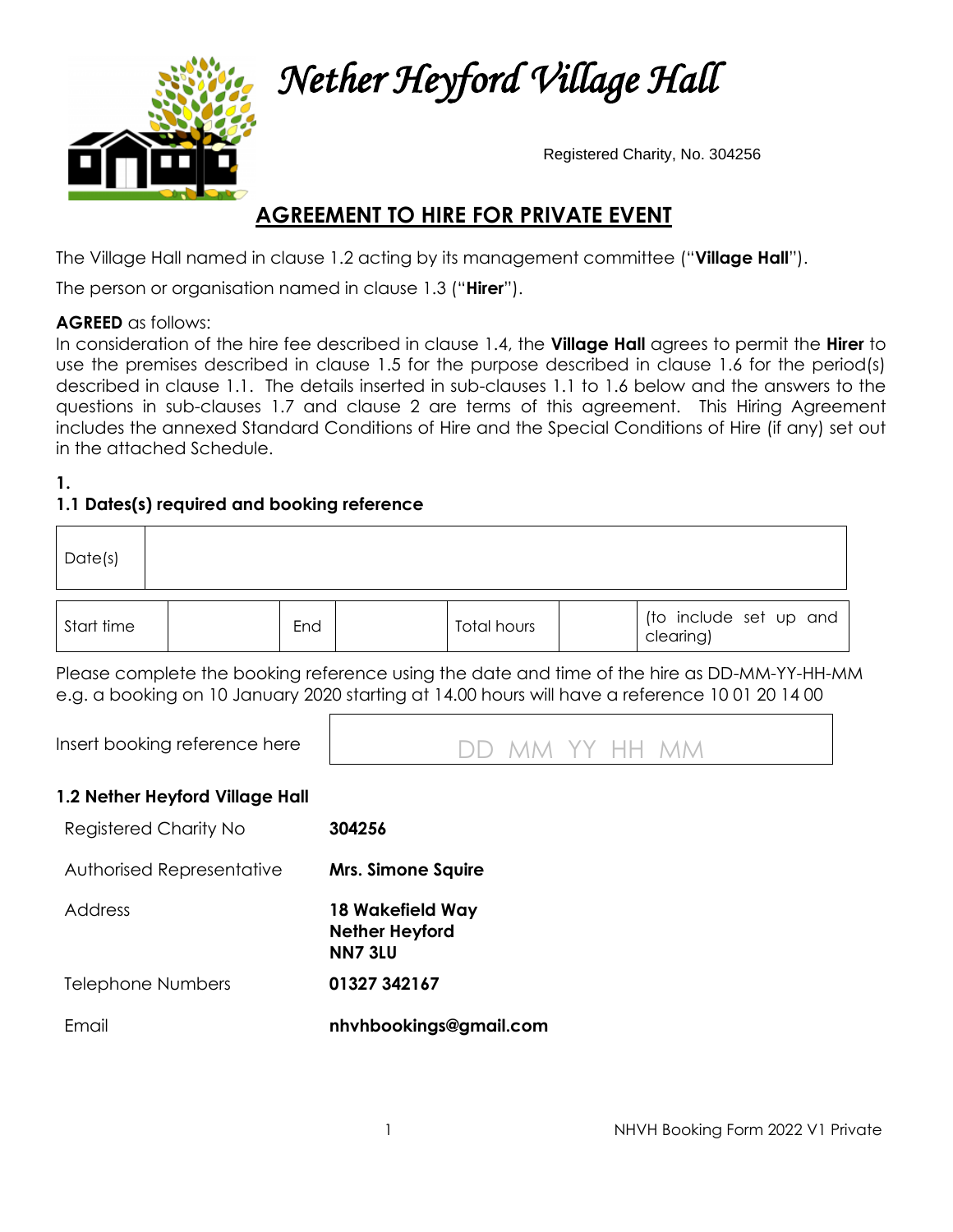# Nether Heyford Village Hall

Registered Charity, No. 304256

## AGREEMENT TO HIRE FOR PRIVATE EVENT

The Village Hall named in clause 1.2 acting by its management committee ("**Village Hall**").

The person or organisation named in clause 1.3 ("**Hirer**").

**AGREED** as follows:
In consideration of the hire fee described in clause 1.4, the **Village Hall** agrees to permit the **Hirer** to use the premises described in clause 1.5 for the purpose described in clause 1.6 for the period(s) described in clause 1.1. The details inserted in sub-clauses 1.1 to 1.6 below and the answers to the questions in sub-clauses 1.7 and clause 2 are terms of this agreement. This Hiring Agreement includes the annexed Standard Conditions of Hire and the Special Conditions of Hire (if any) set out in the attached Schedule.

**1.**

### 1.1 Dates(s) required and booking reference

| Date(s) | |
|---|---|

| Start time | | End | | Total hours | | (to include set up and clearing) |
|---|---|---|---|---|---|---|

Please complete the booking reference using the date and time of the hire as DD-MM-YY-HH-MM e.g. a booking on 10 January 2020 starting at 14.00 hours will have a reference 10 01 20 14 00

| Insert booking reference here | DD MM YY HH MM |
|---|---|

### 1.2 Nether Heyford Village Hall

| | |
|---|---|
| Registered Charity No | **304256** |
| Authorised Representative | **Mrs. Simone Squire** |
| Address | **18 Wakefield Way**<br>**Nether Heyford**<br>**NN7 3LU** |
| Telephone Numbers | **01327 342167** |
| Email | **nhvhbookings@gmail.com** |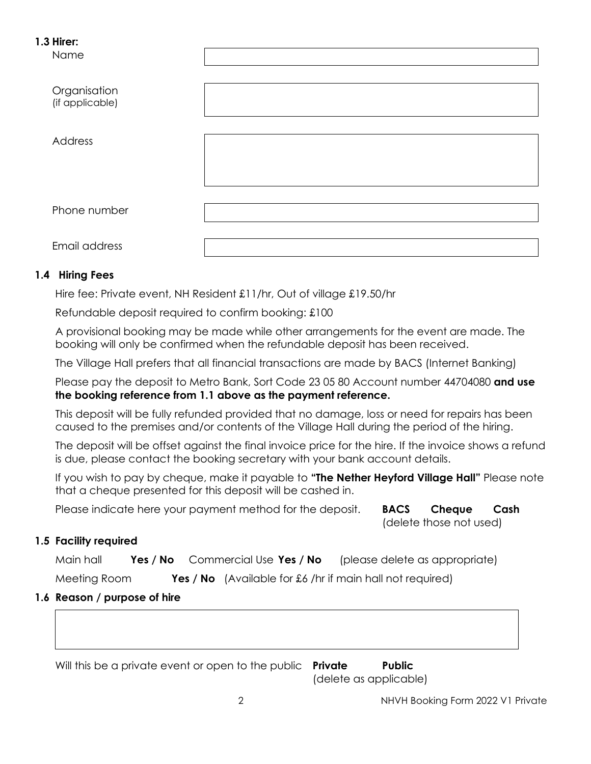**1.3 Hirer:**

| | |
|---|---|
| Name | |
| Organisation (if applicable) | |
| Address | |
| Phone number | |
| Email address | |

### 1.4 Hiring Fees

Hire fee: Private event, NH Resident £11/hr, Out of village £19.50/hr

Refundable deposit required to confirm booking: £100

A provisional booking may be made while other arrangements for the event are made. The booking will only be confirmed when the refundable deposit has been received.

The Village Hall prefers that all financial transactions are made by BACS (Internet Banking)

Please pay the deposit to Metro Bank, Sort Code 23 05 80 Account number 44704080 **and use the booking reference from 1.1 above as the payment reference.**

This deposit will be fully refunded provided that no damage, loss or need for repairs has been caused to the premises and/or contents of the Village Hall during the period of the hiring.

The deposit will be offset against the final invoice price for the hire. If the invoice shows a refund is due, please contact the booking secretary with your bank account details.

If you wish to pay by cheque, make it payable to **"The Nether Heyford Village Hall"** Please note that a cheque presented for this deposit will be cashed in.

Please indicate here your payment method for the deposit. **BACS Cheque Cash** (delete those not used)

### 1.5 Facility required

Main hall **Yes / No** Commercial Use **Yes / No** (please delete as appropriate)

Meeting Room **Yes / No** (Available for £6 /hr if main hall not required)

### 1.6 Reason / purpose of hire

| |
|---|
| |

Will this be a private event or open to the public **Private Public** (delete as applicable)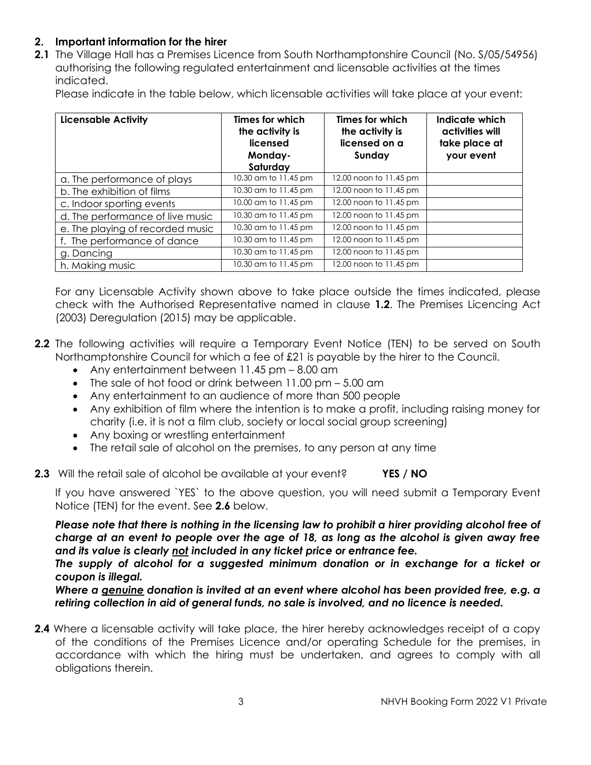## 2. Important information for the hirer

**2.1** The Village Hall has a Premises Licence from South Northamptonshire Council (No. S/05/54956) authorising the following regulated entertainment and licensable activities at the times indicated.

Please indicate in the table below, which licensable activities will take place at your event:

| Licensable Activity | Times for which the activity is licensed Monday-Saturday | Times for which the activity is licensed on a Sunday | Indicate which activities will take place at your event |
|---|---|---|---|
| a. The performance of plays | 10.30 am to 11.45 pm | 12.00 noon to 11.45 pm | |
| b. The exhibition of films | 10.30 am to 11.45 pm | 12.00 noon to 11.45 pm | |
| c. Indoor sporting events | 10.00 am to 11.45 pm | 12.00 noon to 11.45 pm | |
| d. The performance of live music | 10.30 am to 11.45 pm | 12.00 noon to 11.45 pm | |
| e. The playing of recorded music | 10.30 am to 11.45 pm | 12.00 noon to 11.45 pm | |
| f. The performance of dance | 10.30 am to 11.45 pm | 12.00 noon to 11.45 pm | |
| g. Dancing | 10.30 am to 11.45 pm | 12.00 noon to 11.45 pm | |
| h. Making music | 10.30 am to 11.45 pm | 12.00 noon to 11.45 pm | |

For any Licensable Activity shown above to take place outside the times indicated, please check with the Authorised Representative named in clause **1.2**. The Premises Licencing Act (2003) Deregulation (2015) may be applicable.

**2.2** The following activities will require a Temporary Event Notice (TEN) to be served on South Northamptonshire Council for which a fee of £21 is payable by the hirer to the Council.

- Any entertainment between 11.45 pm – 8.00 am
- The sale of hot food or drink between 11.00 pm – 5.00 am
- Any entertainment to an audience of more than 500 people
- Any exhibition of film where the intention is to make a profit, including raising money for charity (i.e. it is not a film club, society or local social group screening)
- Any boxing or wrestling entertainment
- The retail sale of alcohol on the premises, to any person at any time

**2.3** Will the retail sale of alcohol be available at your event? **YES / NO**

If you have answered `YES` to the above question, you will need submit a Temporary Event Notice (TEN) for the event. See **2.6** below.

***Please note that there is nothing in the licensing law to prohibit a hirer providing alcohol free of charge at an event to people over the age of 18, as long as the alcohol is given away free and its value is clearly not included in any ticket price or entrance fee.***

***The supply of alcohol for a suggested minimum donation or in exchange for a ticket or coupon is illegal.***

***Where a genuine donation is invited at an event where alcohol has been provided free, e.g. a retiring collection in aid of general funds, no sale is involved, and no licence is needed.***

**2.4** Where a licensable activity will take place, the hirer hereby acknowledges receipt of a copy of the conditions of the Premises Licence and/or operating Schedule for the premises, in accordance with which the hiring must be undertaken, and agrees to comply with all obligations therein.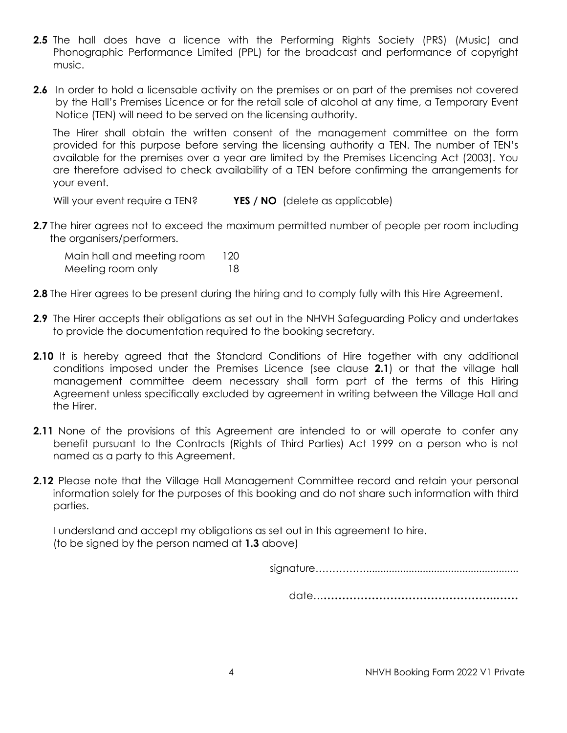**2.5** The hall does have a licence with the Performing Rights Society (PRS) (Music) and Phonographic Performance Limited (PPL) for the broadcast and performance of copyright music.

**2.6** In order to hold a licensable activity on the premises or on part of the premises not covered by the Hall's Premises Licence or for the retail sale of alcohol at any time, a Temporary Event Notice (TEN) will need to be served on the licensing authority.

The Hirer shall obtain the written consent of the management committee on the form provided for this purpose before serving the licensing authority a TEN. The number of TEN's available for the premises over a year are limited by the Premises Licencing Act (2003). You are therefore advised to check availability of a TEN before confirming the arrangements for your event.

Will your event require a TEN? **YES / NO** (delete as applicable)

**2.7** The hirer agrees not to exceed the maximum permitted number of people per room including the organisers/performers.

| | |
|---|---|
| Main hall and meeting room | 120 |
| Meeting room only | 18 |

**2.8** The Hirer agrees to be present during the hiring and to comply fully with this Hire Agreement.

**2.9** The Hirer accepts their obligations as set out in the NHVH Safeguarding Policy and undertakes to provide the documentation required to the booking secretary.

**2.10** It is hereby agreed that the Standard Conditions of Hire together with any additional conditions imposed under the Premises Licence (see clause **2.1**) or that the village hall management committee deem necessary shall form part of the terms of this Hiring Agreement unless specifically excluded by agreement in writing between the Village Hall and the Hirer.

**2.11** None of the provisions of this Agreement are intended to or will operate to confer any benefit pursuant to the Contracts (Rights of Third Parties) Act 1999 on a person who is not named as a party to this Agreement.

**2.12** Please note that the Village Hall Management Committee record and retain your personal information solely for the purposes of this booking and do not share such information with third parties.

I understand and accept my obligations as set out in this agreement to hire.
(to be signed by the person named at **1.3** above)

signature………………......................................................

date…………………………………………………..……